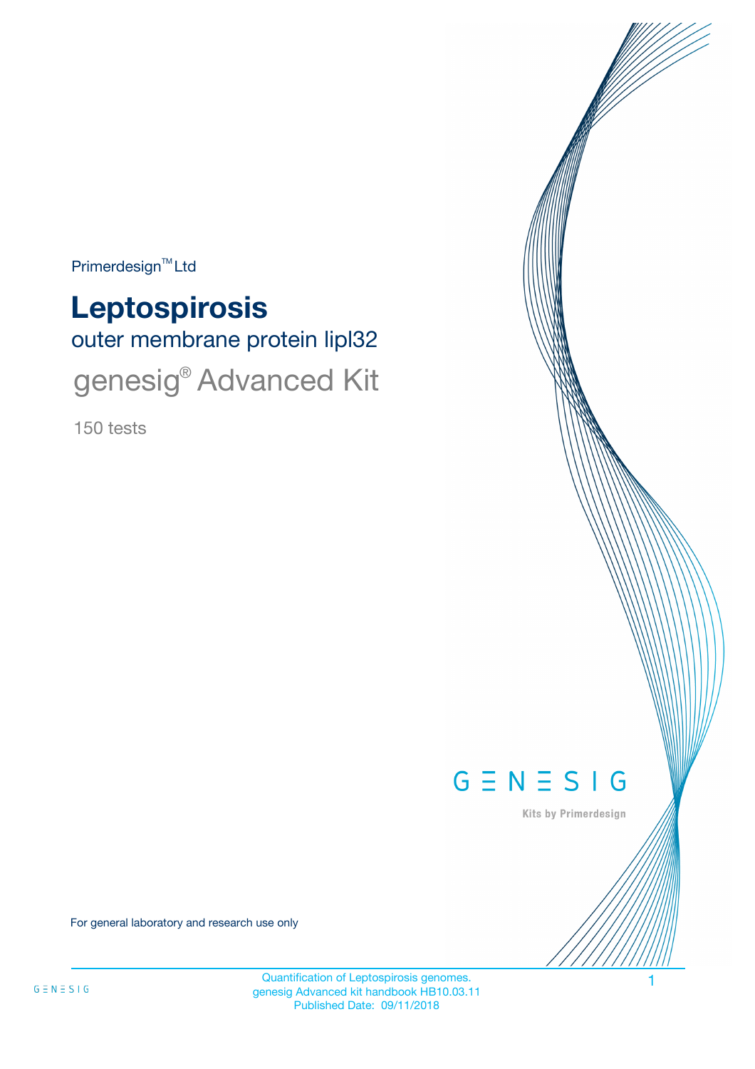Primerdesign™ Ltd

# Leptospirosis

## outer membrane protein lipl32

## genesig® Advanced Kit

150 tests

GENESIG

Kits by Primerdesign

For general laboratory and research use only

Quantification of Leptospirosis genomes.
genesig Advanced kit handbook HB10.03.11
Published Date: 09/11/2018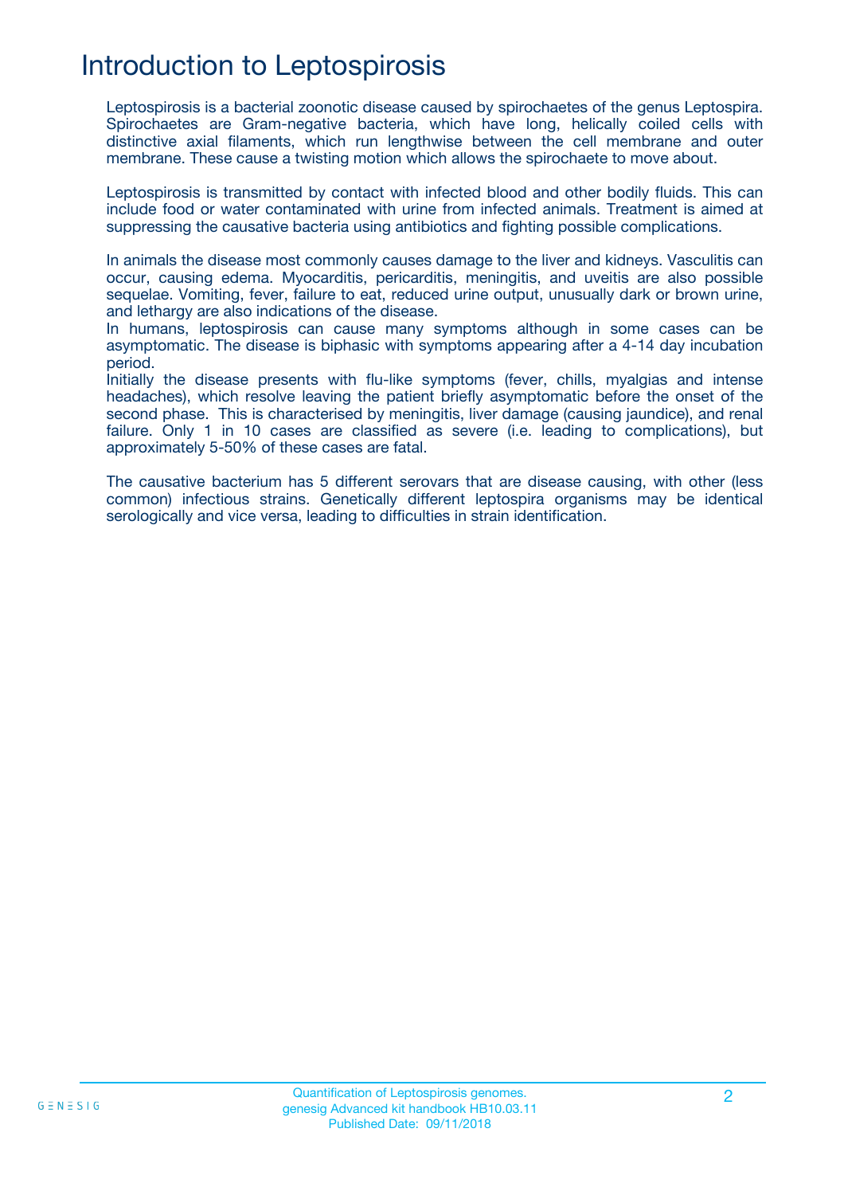# Introduction to Leptospirosis

Leptospirosis is a bacterial zoonotic disease caused by spirochaetes of the genus Leptospira. Spirochaetes are Gram-negative bacteria, which have long, helically coiled cells with distinctive axial filaments, which run lengthwise between the cell membrane and outer membrane. These cause a twisting motion which allows the spirochaete to move about.

Leptospirosis is transmitted by contact with infected blood and other bodily fluids. This can include food or water contaminated with urine from infected animals. Treatment is aimed at suppressing the causative bacteria using antibiotics and fighting possible complications.

In animals the disease most commonly causes damage to the liver and kidneys. Vasculitis can occur, causing edema. Myocarditis, pericarditis, meningitis, and uveitis are also possible sequelae. Vomiting, fever, failure to eat, reduced urine output, unusually dark or brown urine, and lethargy are also indications of the disease.

In humans, leptospirosis can cause many symptoms although in some cases can be asymptomatic. The disease is biphasic with symptoms appearing after a 4-14 day incubation period.

Initially the disease presents with flu-like symptoms (fever, chills, myalgias and intense headaches), which resolve leaving the patient briefly asymptomatic before the onset of the second phase. This is characterised by meningitis, liver damage (causing jaundice), and renal failure. Only 1 in 10 cases are classified as severe (i.e. leading to complications), but approximately 5-50% of these cases are fatal.

The causative bacterium has 5 different serovars that are disease causing, with other (less common) infectious strains. Genetically different leptospira organisms may be identical serologically and vice versa, leading to difficulties in strain identification.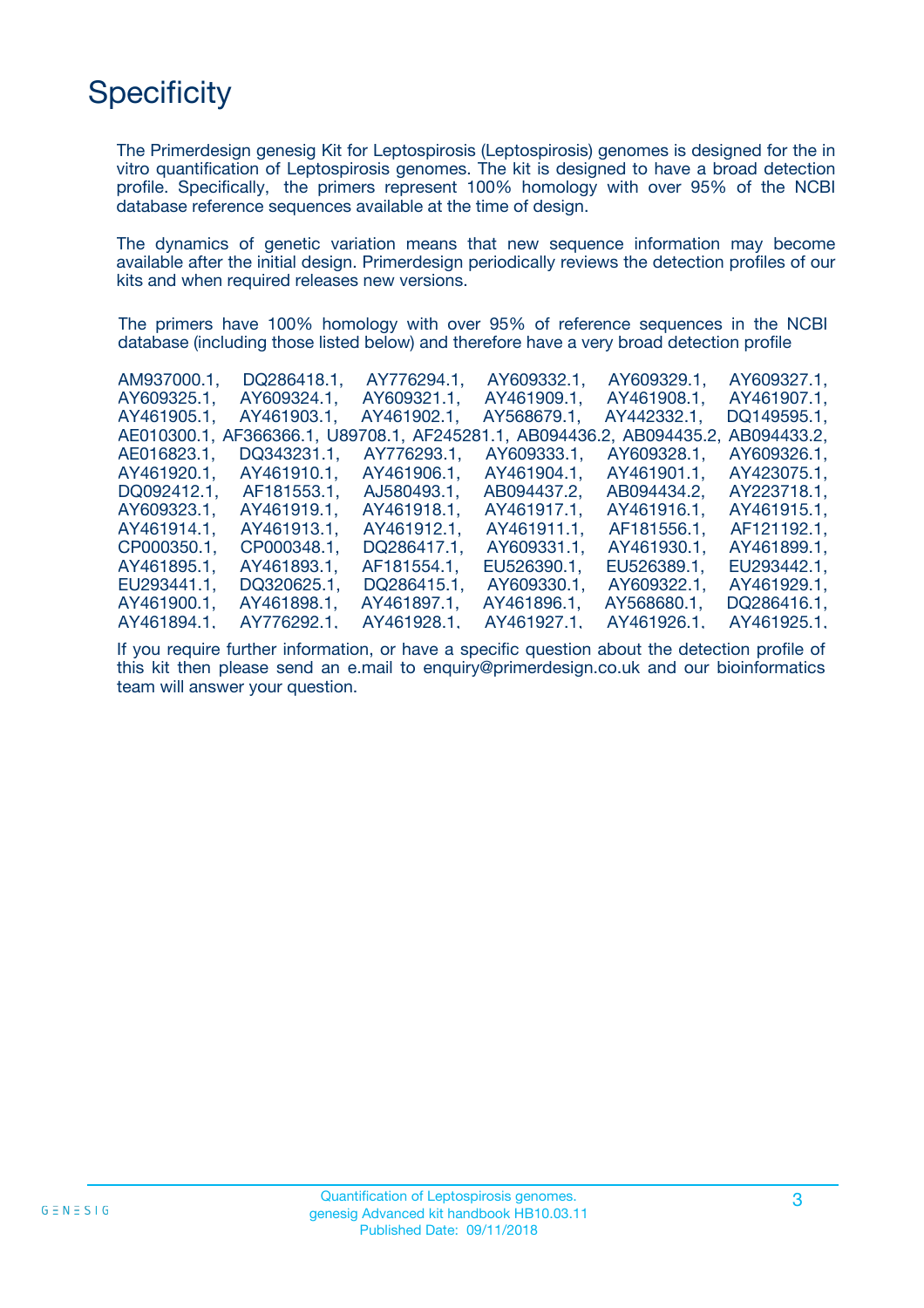# Specificity

The Primerdesign genesig Kit for Leptospirosis (Leptospirosis) genomes is designed for the in vitro quantification of Leptospirosis genomes. The kit is designed to have a broad detection profile. Specifically, the primers represent 100% homology with over 95% of the NCBI database reference sequences available at the time of design.

The dynamics of genetic variation means that new sequence information may become available after the initial design. Primerdesign periodically reviews the detection profiles of our kits and when required releases new versions.

The primers have 100% homology with over 95% of reference sequences in the NCBI database (including those listed below) and therefore have a very broad detection profile

AM937000.1, DQ286418.1, AY776294.1, AY609332.1, AY609329.1, AY609327.1, AY609325.1, AY609324.1, AY609321.1, AY461909.1, AY461908.1, AY461907.1, AY461905.1, AY461903.1, AY461902.1, AY568679.1, AY442332.1, DQ149595.1, AE010300.1, AF366366.1, U89708.1, AF245281.1, AB094436.2, AB094435.2, AB094433.2, AE016823.1, DQ343231.1, AY776293.1, AY609333.1, AY609328.1, AY609326.1, AY461920.1, AY461910.1, AY461906.1, AY461904.1, AY461901.1, AY423075.1, DQ092412.1, AF181553.1, AJ580493.1, AB094437.2, AB094434.2, AY223718.1, AY609323.1, AY461919.1, AY461918.1, AY461917.1, AY461916.1, AY461915.1, AY461914.1, AY461913.1, AY461912.1, AY461911.1, AF181556.1, AF121192.1, CP000350.1, CP000348.1, DQ286417.1, AY609331.1, AY461930.1, AY461899.1, AY461895.1, AY461893.1, AF181554.1, EU526390.1, EU526389.1, EU293442.1, EU293441.1, DQ320625.1, DQ286415.1, AY609330.1, AY609322.1, AY461929.1, AY461900.1, AY461898.1, AY461897.1, AY461896.1, AY568680.1, DQ286416.1, AY461894.1, AY776292.1, AY461928.1, AY461927.1, AY461926.1, AY461925.1,

If you require further information, or have a specific question about the detection profile of this kit then please send an e.mail to enquiry@primerdesign.co.uk and our bioinformatics team will answer your question.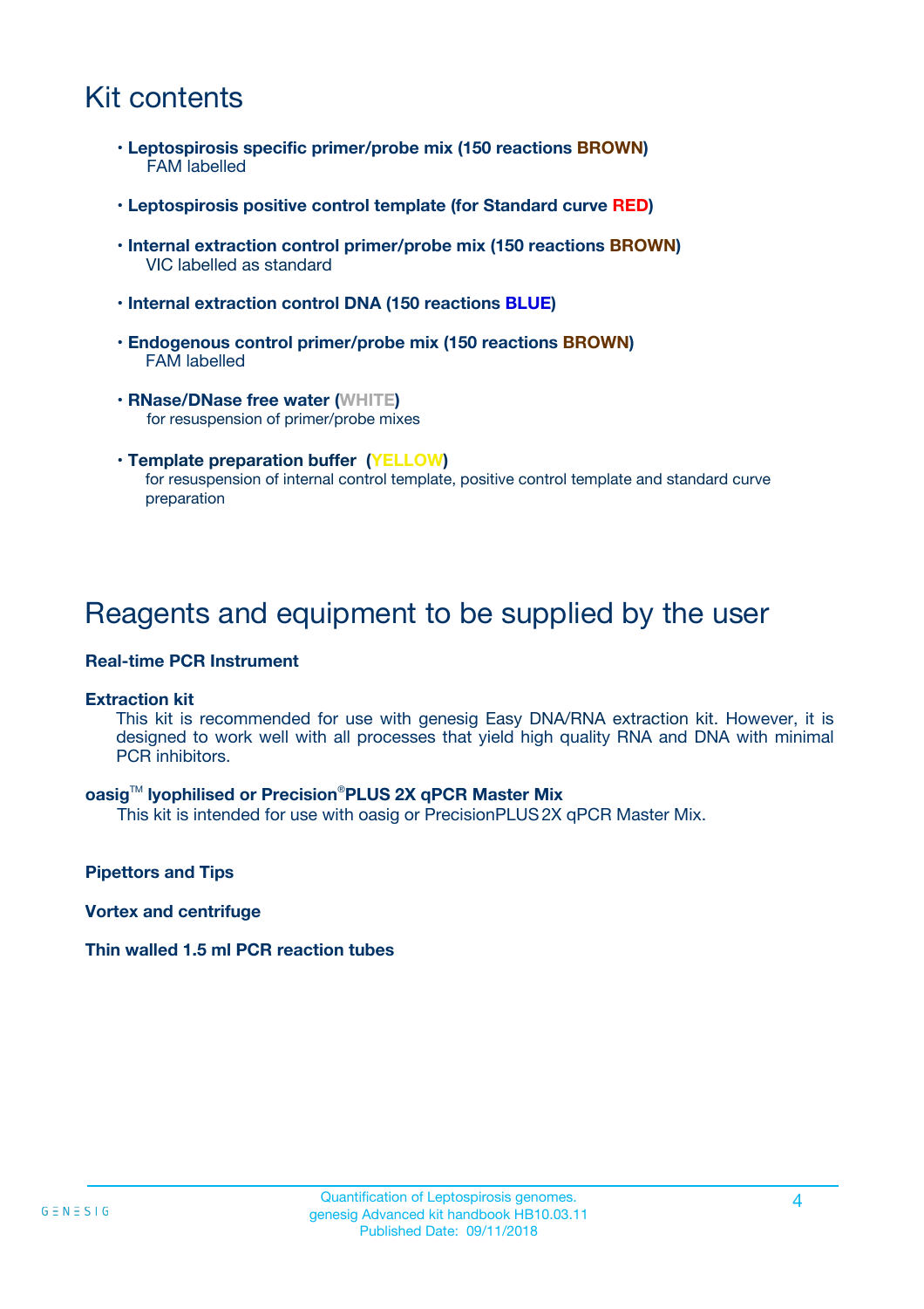# Kit contents

- **Leptospirosis specific primer/probe mix (150 reactions BROWN)**
  FAM labelled
- **Leptospirosis positive control template (for Standard curve RED)**
- **Internal extraction control primer/probe mix (150 reactions BROWN)**
  VIC labelled as standard
- **Internal extraction control DNA (150 reactions BLUE)**
- **Endogenous control primer/probe mix (150 reactions BROWN)**
  FAM labelled
- **RNase/DNase free water (WHITE)**
  for resuspension of primer/probe mixes
- **Template preparation buffer (YELLOW)**
  for resuspension of internal control template, positive control template and standard curve preparation

# Reagents and equipment to be supplied by the user

**Real-time PCR Instrument**

**Extraction kit**

This kit is recommended for use with genesig Easy DNA/RNA extraction kit. However, it is designed to work well with all processes that yield high quality RNA and DNA with minimal PCR inhibitors.

**oasig™ lyophilised or Precision®PLUS 2X qPCR Master Mix**

This kit is intended for use with oasig or PrecisionPLUS 2X qPCR Master Mix.

**Pipettors and Tips**

**Vortex and centrifuge**

**Thin walled 1.5 ml PCR reaction tubes**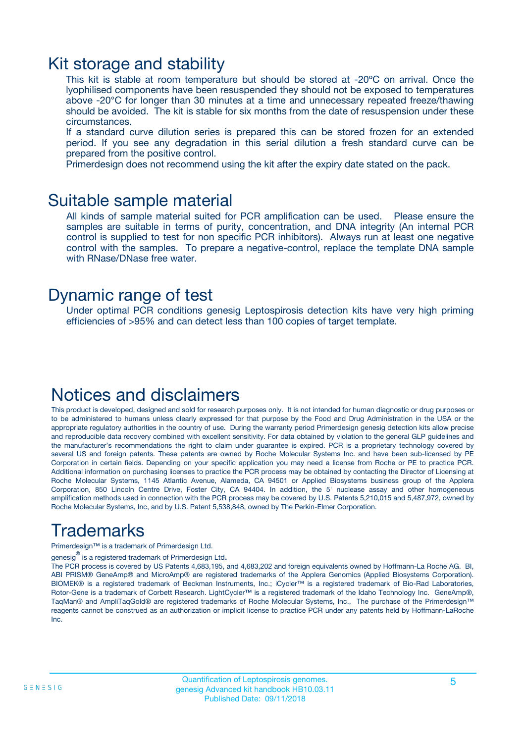# Kit storage and stability

This kit is stable at room temperature but should be stored at -20ºC on arrival. Once the lyophilised components have been resuspended they should not be exposed to temperatures above -20°C for longer than 30 minutes at a time and unnecessary repeated freeze/thawing should be avoided. The kit is stable for six months from the date of resuspension under these circumstances.

If a standard curve dilution series is prepared this can be stored frozen for an extended period. If you see any degradation in this serial dilution a fresh standard curve can be prepared from the positive control.

Primerdesign does not recommend using the kit after the expiry date stated on the pack.

# Suitable sample material

All kinds of sample material suited for PCR amplification can be used. Please ensure the samples are suitable in terms of purity, concentration, and DNA integrity (An internal PCR control is supplied to test for non specific PCR inhibitors). Always run at least one negative control with the samples. To prepare a negative-control, replace the template DNA sample with RNase/DNase free water.

# Dynamic range of test

Under optimal PCR conditions genesig Leptospirosis detection kits have very high priming efficiencies of >95% and can detect less than 100 copies of target template.

# Notices and disclaimers

This product is developed, designed and sold for research purposes only. It is not intended for human diagnostic or drug purposes or to be administered to humans unless clearly expressed for that purpose by the Food and Drug Administration in the USA or the appropriate regulatory authorities in the country of use. During the warranty period Primerdesign genesig detection kits allow precise and reproducible data recovery combined with excellent sensitivity. For data obtained by violation to the general GLP guidelines and the manufacturer's recommendations the right to claim under guarantee is expired. PCR is a proprietary technology covered by several US and foreign patents. These patents are owned by Roche Molecular Systems Inc. and have been sub-licensed by PE Corporation in certain fields. Depending on your specific application you may need a license from Roche or PE to practice PCR. Additional information on purchasing licenses to practice the PCR process may be obtained by contacting the Director of Licensing at Roche Molecular Systems, 1145 Atlantic Avenue, Alameda, CA 94501 or Applied Biosystems business group of the Applera Corporation, 850 Lincoln Centre Drive, Foster City, CA 94404. In addition, the 5' nuclease assay and other homogeneous amplification methods used in connection with the PCR process may be covered by U.S. Patents 5,210,015 and 5,487,972, owned by Roche Molecular Systems, Inc, and by U.S. Patent 5,538,848, owned by The Perkin-Elmer Corporation.

# Trademarks

Primerdesign™ is a trademark of Primerdesign Ltd.

genesig® is a registered trademark of Primerdesign Ltd.

The PCR process is covered by US Patents 4,683,195, and 4,683,202 and foreign equivalents owned by Hoffmann-La Roche AG. BI, ABI PRISM® GeneAmp® and MicroAmp® are registered trademarks of the Applera Genomics (Applied Biosystems Corporation). BIOMEK® is a registered trademark of Beckman Instruments, Inc.; iCycler™ is a registered trademark of Bio-Rad Laboratories, Rotor-Gene is a trademark of Corbett Research. LightCycler™ is a registered trademark of the Idaho Technology Inc. GeneAmp®, TaqMan® and AmpliTaqGold® are registered trademarks of Roche Molecular Systems, Inc., The purchase of the Primerdesign™ reagents cannot be construed as an authorization or implicit license to practice PCR under any patents held by Hoffmann-LaRoche Inc.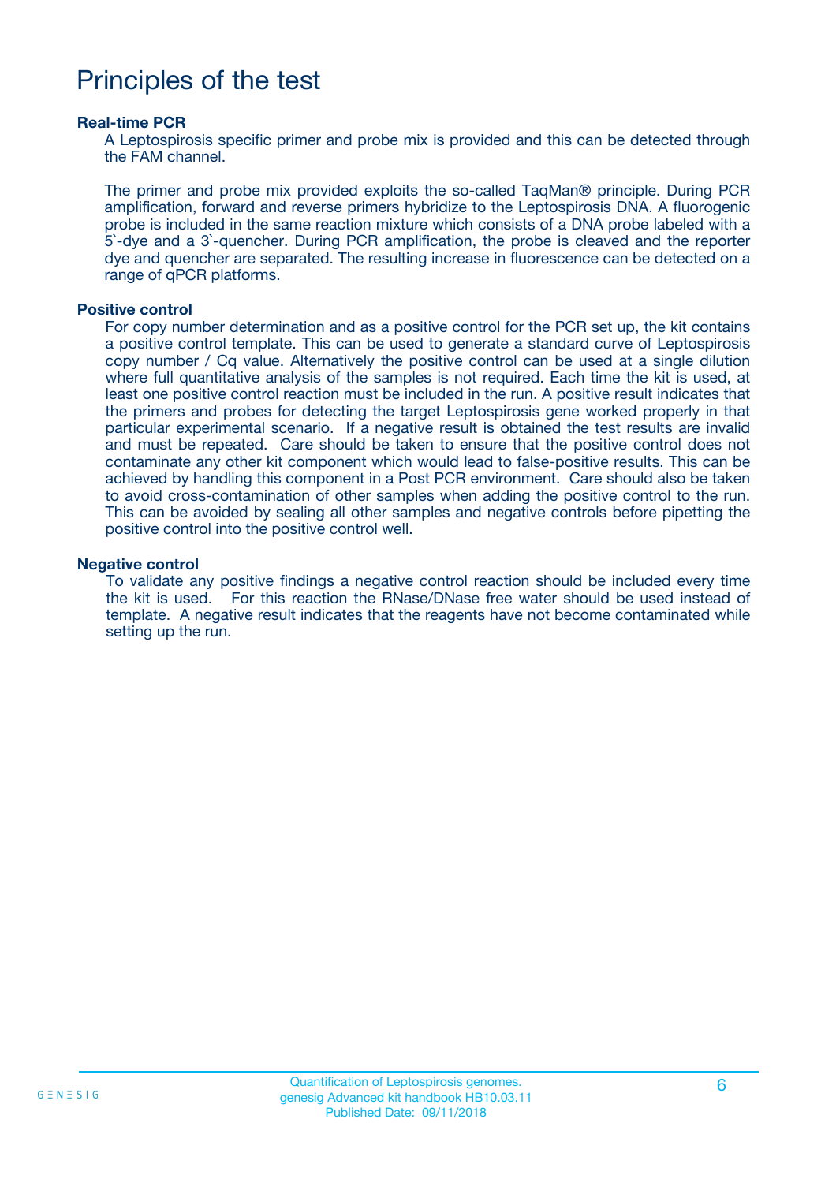# Principles of the test

### Real-time PCR

A Leptospirosis specific primer and probe mix is provided and this can be detected through the FAM channel.

The primer and probe mix provided exploits the so-called TaqMan® principle. During PCR amplification, forward and reverse primers hybridize to the Leptospirosis DNA. A fluorogenic probe is included in the same reaction mixture which consists of a DNA probe labeled with a 5`-dye and a 3`-quencher. During PCR amplification, the probe is cleaved and the reporter dye and quencher are separated. The resulting increase in fluorescence can be detected on a range of qPCR platforms.

### Positive control

For copy number determination and as a positive control for the PCR set up, the kit contains a positive control template. This can be used to generate a standard curve of Leptospirosis copy number / Cq value. Alternatively the positive control can be used at a single dilution where full quantitative analysis of the samples is not required. Each time the kit is used, at least one positive control reaction must be included in the run. A positive result indicates that the primers and probes for detecting the target Leptospirosis gene worked properly in that particular experimental scenario. If a negative result is obtained the test results are invalid and must be repeated. Care should be taken to ensure that the positive control does not contaminate any other kit component which would lead to false-positive results. This can be achieved by handling this component in a Post PCR environment. Care should also be taken to avoid cross-contamination of other samples when adding the positive control to the run. This can be avoided by sealing all other samples and negative controls before pipetting the positive control into the positive control well.

### Negative control

To validate any positive findings a negative control reaction should be included every time the kit is used. For this reaction the RNase/DNase free water should be used instead of template. A negative result indicates that the reagents have not become contaminated while setting up the run.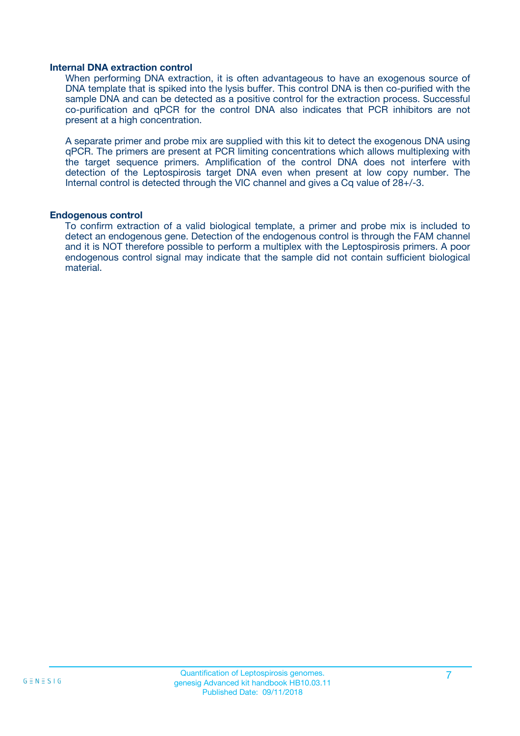### Internal DNA extraction control

When performing DNA extraction, it is often advantageous to have an exogenous source of DNA template that is spiked into the lysis buffer. This control DNA is then co-purified with the sample DNA and can be detected as a positive control for the extraction process. Successful co-purification and qPCR for the control DNA also indicates that PCR inhibitors are not present at a high concentration.

A separate primer and probe mix are supplied with this kit to detect the exogenous DNA using qPCR. The primers are present at PCR limiting concentrations which allows multiplexing with the target sequence primers. Amplification of the control DNA does not interfere with detection of the Leptospirosis target DNA even when present at low copy number. The Internal control is detected through the VIC channel and gives a Cq value of 28+/-3.

### Endogenous control

To confirm extraction of a valid biological template, a primer and probe mix is included to detect an endogenous gene. Detection of the endogenous control is through the FAM channel and it is NOT therefore possible to perform a multiplex with the Leptospirosis primers. A poor endogenous control signal may indicate that the sample did not contain sufficient biological material.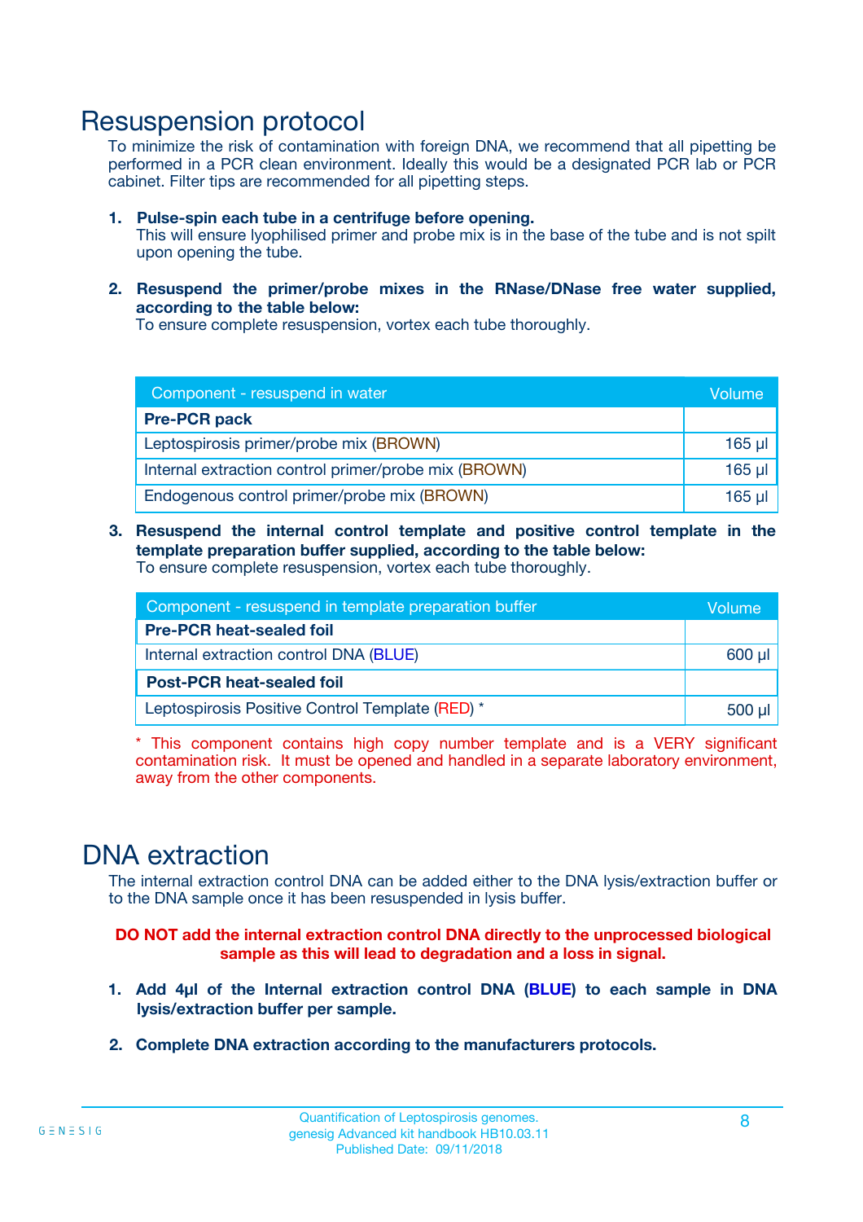# Resuspension protocol

To minimize the risk of contamination with foreign DNA, we recommend that all pipetting be performed in a PCR clean environment. Ideally this would be a designated PCR lab or PCR cabinet. Filter tips are recommended for all pipetting steps.

1. **Pulse-spin each tube in a centrifuge before opening.**
   This will ensure lyophilised primer and probe mix is in the base of the tube and is not spilt upon opening the tube.

2. **Resuspend the primer/probe mixes in the RNase/DNase free water supplied, according to the table below:**
   To ensure complete resuspension, vortex each tube thoroughly.

| Component - resuspend in water | Volume |
|---|---|
| **Pre-PCR pack** | |
| Leptospirosis primer/probe mix (BROWN) | 165 µl |
| Internal extraction control primer/probe mix (BROWN) | 165 µl |
| Endogenous control primer/probe mix (BROWN) | 165 µl |

3. **Resuspend the internal control template and positive control template in the template preparation buffer supplied, according to the table below:**
   To ensure complete resuspension, vortex each tube thoroughly.

| Component - resuspend in template preparation buffer | Volume |
|---|---|
| **Pre-PCR heat-sealed foil** | |
| Internal extraction control DNA (BLUE) | 600 µl |
| **Post-PCR heat-sealed foil** | |
| Leptospirosis Positive Control Template (RED) * | 500 µl |

\* This component contains high copy number template and is a VERY significant contamination risk. It must be opened and handled in a separate laboratory environment, away from the other components.

# DNA extraction

The internal extraction control DNA can be added either to the DNA lysis/extraction buffer or to the DNA sample once it has been resuspended in lysis buffer.

**DO NOT add the internal extraction control DNA directly to the unprocessed biological sample as this will lead to degradation and a loss in signal.**

1. **Add 4µl of the Internal extraction control DNA (BLUE) to each sample in DNA lysis/extraction buffer per sample.**

2. **Complete DNA extraction according to the manufacturers protocols.**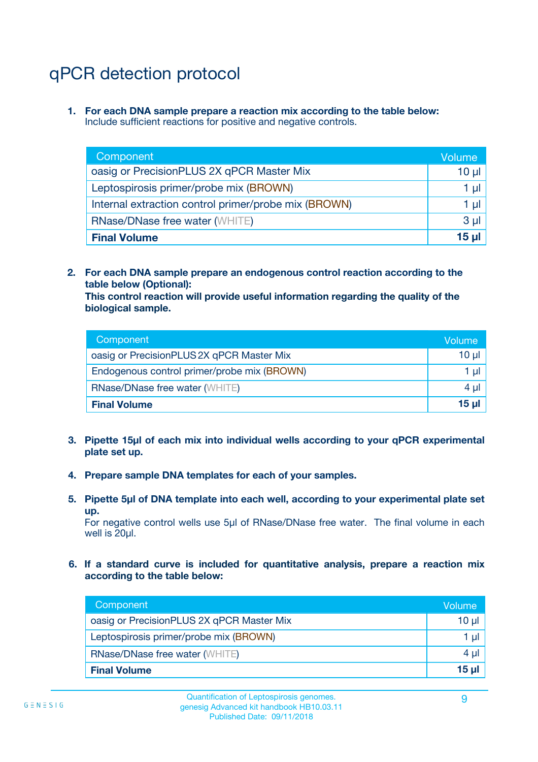# qPCR detection protocol

1. **For each DNA sample prepare a reaction mix according to the table below:**
   Include sufficient reactions for positive and negative controls.

| Component | Volume |
|---|---|
| oasig or PrecisionPLUS 2X qPCR Master Mix | 10 µl |
| Leptospirosis primer/probe mix (BROWN) | 1 µl |
| Internal extraction control primer/probe mix (BROWN) | 1 µl |
| RNase/DNase free water (WHITE) | 3 µl |
| **Final Volume** | **15 µl** |

2. **For each DNA sample prepare an endogenous control reaction according to the table below (Optional):**
   **This control reaction will provide useful information regarding the quality of the biological sample.**

| Component | Volume |
|---|---|
| oasig or PrecisionPLUS 2X qPCR Master Mix | 10 µl |
| Endogenous control primer/probe mix (BROWN) | 1 µl |
| RNase/DNase free water (WHITE) | 4 µl |
| **Final Volume** | **15 µl** |

3. **Pipette 15µl of each mix into individual wells according to your qPCR experimental plate set up.**

4. **Prepare sample DNA templates for each of your samples.**

5. **Pipette 5µl of DNA template into each well, according to your experimental plate set up.**
   For negative control wells use 5µl of RNase/DNase free water. The final volume in each well is 20µl.

6. **If a standard curve is included for quantitative analysis, prepare a reaction mix according to the table below:**

| Component | Volume |
|---|---|
| oasig or PrecisionPLUS 2X qPCR Master Mix | 10 µl |
| Leptospirosis primer/probe mix (BROWN) | 1 µl |
| RNase/DNase free water (WHITE) | 4 µl |
| **Final Volume** | **15 µl** |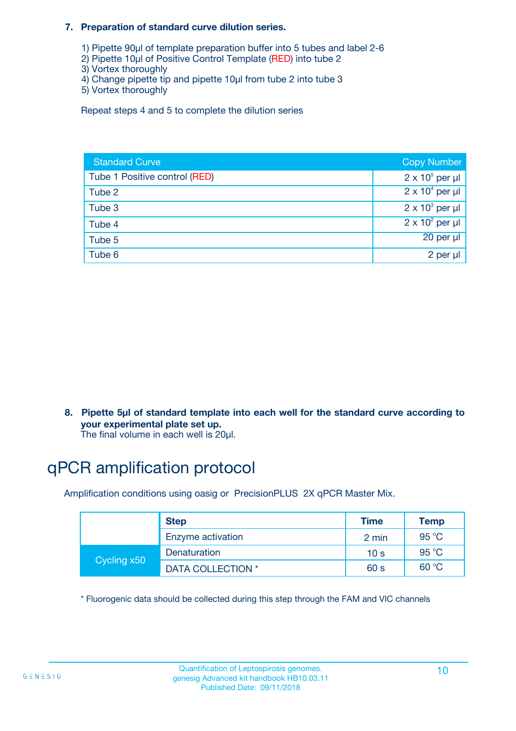**7. Preparation of standard curve dilution series.**

1) Pipette 90µl of template preparation buffer into 5 tubes and label 2-6
2) Pipette 10µl of Positive Control Template (RED) into tube 2
3) Vortex thoroughly
4) Change pipette tip and pipette 10µl from tube 2 into tube 3
5) Vortex thoroughly

Repeat steps 4 and 5 to complete the dilution series

| Standard Curve | Copy Number |
|---|---|
| Tube 1 Positive control (RED) | $2 \times 10^5$ per µl |
| Tube 2 | $2 \times 10^4$ per µl |
| Tube 3 | $2 \times 10^3$ per µl |
| Tube 4 | $2 \times 10^2$ per µl |
| Tube 5 | 20 per µl |
| Tube 6 | 2 per µl |

**8. Pipette 5µl of standard template into each well for the standard curve according to your experimental plate set up.**
The final volume in each well is 20µl.

# qPCR amplification protocol

Amplification conditions using oasig or PrecisionPLUS 2X qPCR Master Mix.

| | Step | Time | Temp |
|---|---|---|---|
| | Enzyme activation | 2 min | 95 °C |
| Cycling x50 | Denaturation | 10 s | 95 °C |
| | DATA COLLECTION * | 60 s | 60 °C |

* Fluorogenic data should be collected during this step through the FAM and VIC channels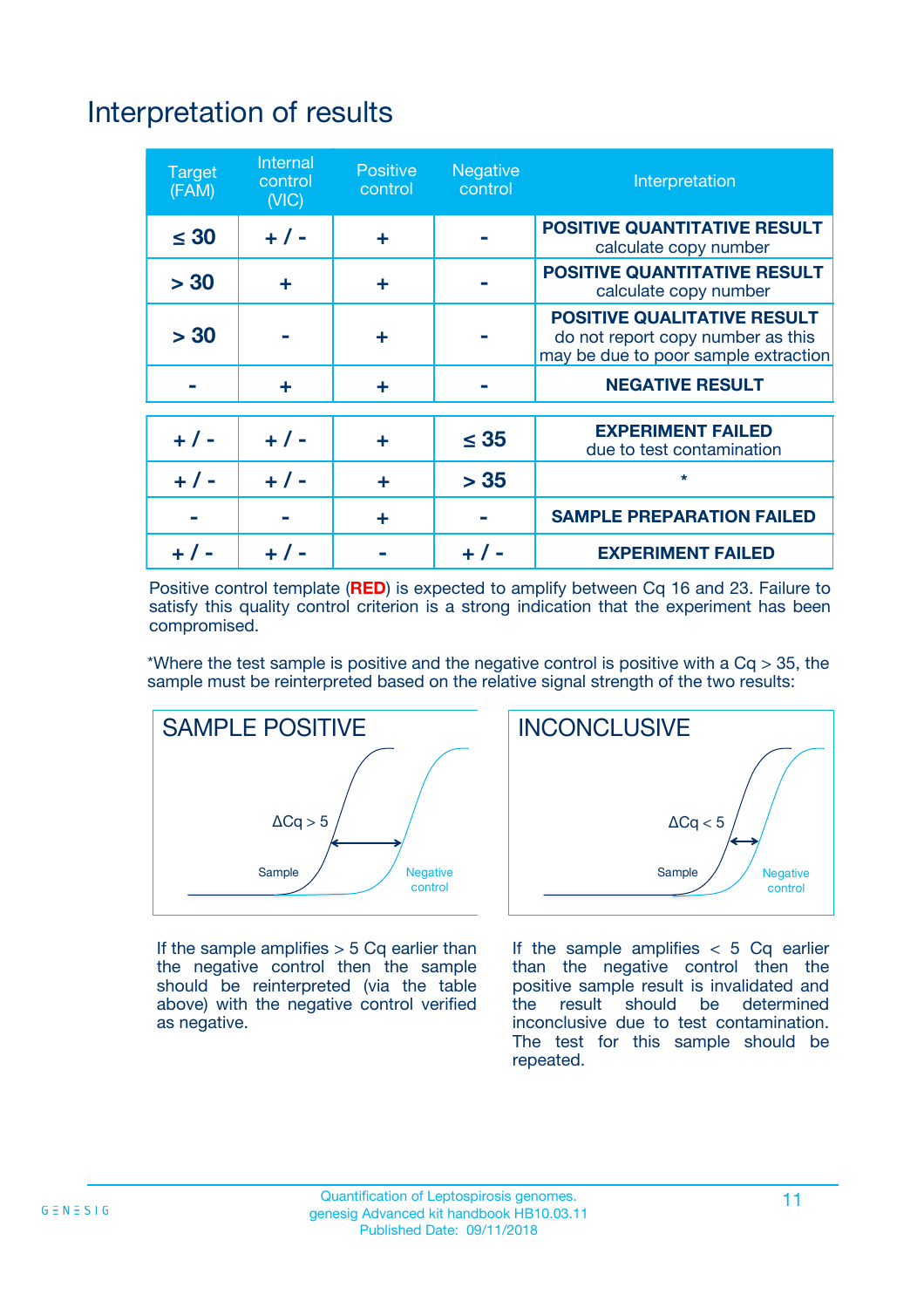# Interpretation of results

| Target (FAM) | Internal control (VIC) | Positive control | Negative control | Interpretation |
|---|---|---|---|---|
| ≤ 30 | + / - | + | - | **POSITIVE QUANTITATIVE RESULT** calculate copy number |
| > 30 | + | + | - | **POSITIVE QUANTITATIVE RESULT** calculate copy number |
| > 30 | - | + | - | **POSITIVE QUALITATIVE RESULT** do not report copy number as this may be due to poor sample extraction |
| - | + | + | - | **NEGATIVE RESULT** |
| + / - | + / - | + | ≤ 35 | **EXPERIMENT FAILED** due to test contamination |
| + / - | + / - | + | > 35 | * |
| - | - | + | - | **SAMPLE PREPARATION FAILED** |
| + / - | + / - | - | + / - | **EXPERIMENT FAILED** |

Positive control template (**RED**) is expected to amplify between Cq 16 and 23. Failure to satisfy this quality control criterion is a strong indication that the experiment has been compromised.

*Where the test sample is positive and the negative control is positive with a Cq > 35, the sample must be reinterpreted based on the relative signal strength of the two results:

**SAMPLE POSITIVE**

ΔCq > 5

Sample

Negative control

If the sample amplifies > 5 Cq earlier than the negative control then the sample should be reinterpreted (via the table above) with the negative control verified as negative.

**INCONCLUSIVE**

ΔCq < 5

Sample

Negative control

If the sample amplifies < 5 Cq earlier than the negative control then the positive sample result is invalidated and the result should be determined inconclusive due to test contamination. The test for this sample should be repeated.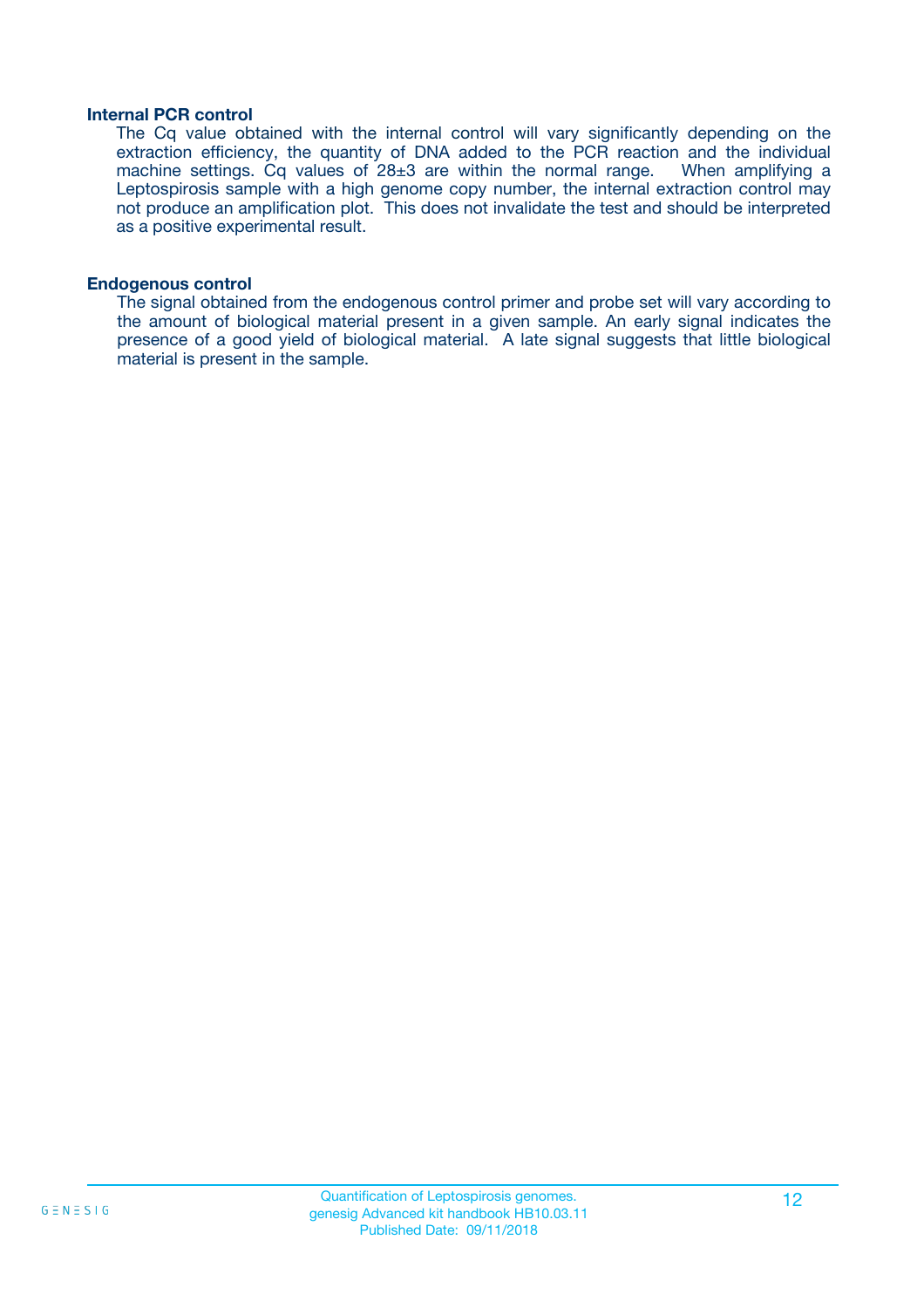### Internal PCR control

The Cq value obtained with the internal control will vary significantly depending on the extraction efficiency, the quantity of DNA added to the PCR reaction and the individual machine settings. Cq values of 28±3 are within the normal range. When amplifying a Leptospirosis sample with a high genome copy number, the internal extraction control may not produce an amplification plot. This does not invalidate the test and should be interpreted as a positive experimental result.

### Endogenous control

The signal obtained from the endogenous control primer and probe set will vary according to the amount of biological material present in a given sample. An early signal indicates the presence of a good yield of biological material. A late signal suggests that little biological material is present in the sample.